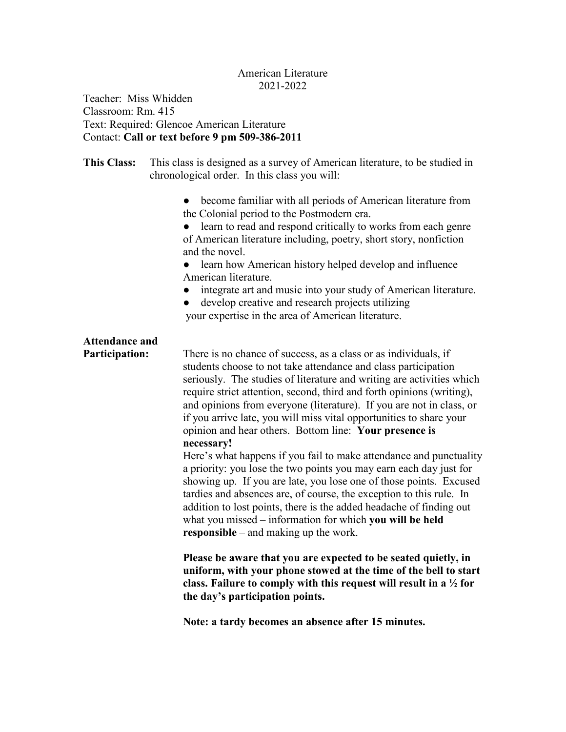# American Literature
## 2021-2022

Teacher: Miss Whidden
Classroom: Rm. 415
Text: Required: Glencoe American Literature
Contact: **Call or text before 9 pm 509-386-2011**

**This Class:** This class is designed as a survey of American literature, to be studied in chronological order. In this class you will:

- become familiar with all periods of American literature from the Colonial period to the Postmodern era.
- learn to read and respond critically to works from each genre of American literature including, poetry, short story, nonfiction and the novel.
- learn how American history helped develop and influence American literature.
- integrate art and music into your study of American literature.
- develop creative and research projects utilizing your expertise in the area of American literature.

**Attendance and Participation:** There is no chance of success, as a class or as individuals, if students choose to not take attendance and class participation seriously. The studies of literature and writing are activities which require strict attention, second, third and forth opinions (writing), and opinions from everyone (literature). If you are not in class, or if you arrive late, you will miss vital opportunities to share your opinion and hear others. Bottom line: **Your presence is necessary!**

Here's what happens if you fail to make attendance and punctuality a priority: you lose the two points you may earn each day just for showing up. If you are late, you lose one of those points. Excused tardies and absences are, of course, the exception to this rule. In addition to lost points, there is the added headache of finding out what you missed – information for which **you will be held responsible** – and making up the work.

**Please be aware that you are expected to be seated quietly, in uniform, with your phone stowed at the time of the bell to start class. Failure to comply with this request will result in a ½ for the day's participation points.**

**Note: a tardy becomes an absence after 15 minutes.**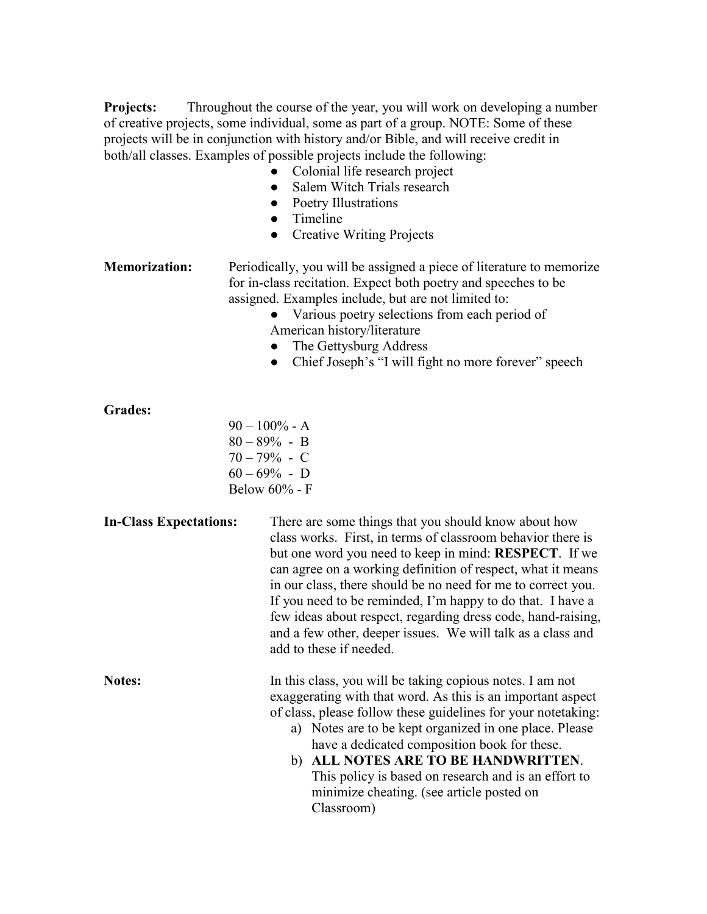**Projects:** Throughout the course of the year, you will work on developing a number of creative projects, some individual, some as part of a group. NOTE: Some of these projects will be in conjunction with history and/or Bible, and will receive credit in both/all classes. Examples of possible projects include the following:

- Colonial life research project
- Salem Witch Trials research
- Poetry Illustrations
- Timeline
- Creative Writing Projects

**Memorization:** Periodically, you will be assigned a piece of literature to memorize for in-class recitation. Expect both poetry and speeches to be assigned. Examples include, but are not limited to:

- Various poetry selections from each period of American history/literature
- The Gettysburg Address
- Chief Joseph's "I will fight no more forever" speech

**Grades:**

90 – 100% - A
80 – 89% - B
70 – 79% - C
60 – 69% - D
Below 60% - F

**In-Class Expectations:** There are some things that you should know about how class works. First, in terms of classroom behavior there is but one word you need to keep in mind: **RESPECT**. If we can agree on a working definition of respect, what it means in our class, there should be no need for me to correct you. If you need to be reminded, I'm happy to do that. I have a few ideas about respect, regarding dress code, hand-raising, and a few other, deeper issues. We will talk as a class and add to these if needed.

**Notes:** In this class, you will be taking copious notes. I am not exaggerating with that word. As this is an important aspect of class, please follow these guidelines for your notetaking:

a) Notes are to be kept organized in one place. Please have a dedicated composition book for these.
b) **ALL NOTES ARE TO BE HANDWRITTEN**. This policy is based on research and is an effort to minimize cheating. (see article posted on Classroom)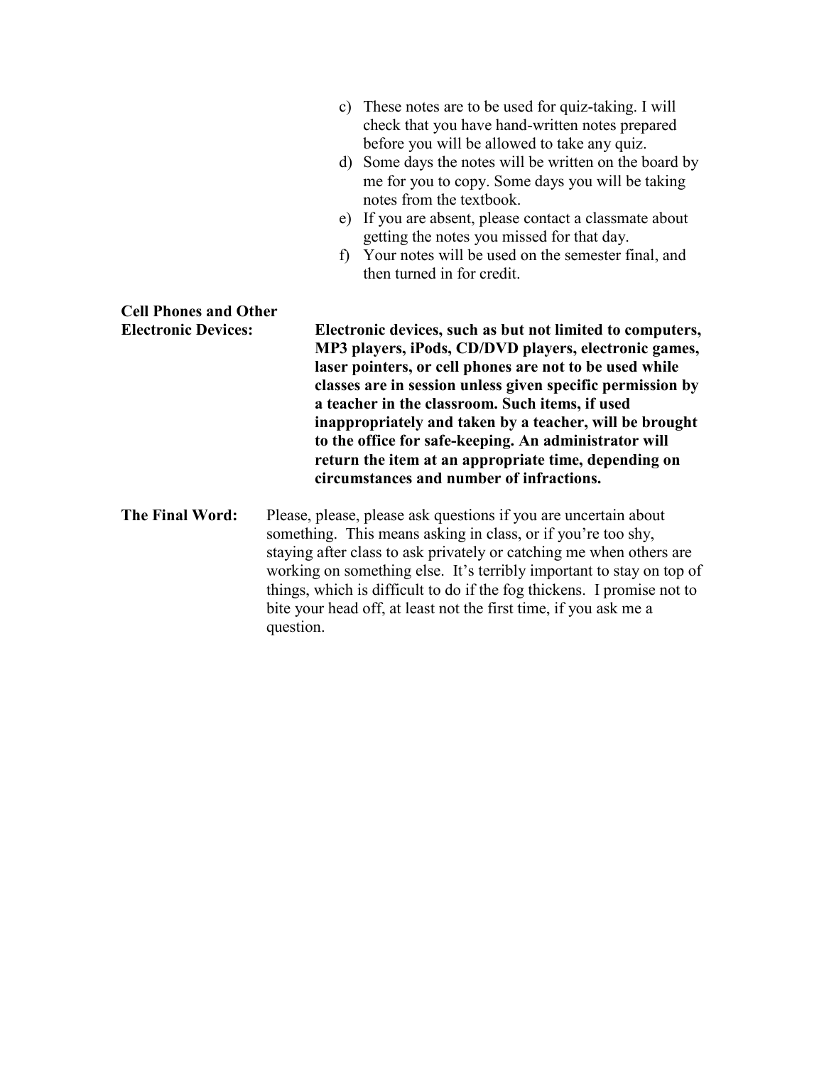c) These notes are to be used for quiz-taking. I will check that you have hand-written notes prepared before you will be allowed to take any quiz.
d) Some days the notes will be written on the board by me for you to copy. Some days you will be taking notes from the textbook.
e) If you are absent, please contact a classmate about getting the notes you missed for that day.
f) Your notes will be used on the semester final, and then turned in for credit.

**Cell Phones and Other Electronic Devices:** **Electronic devices, such as but not limited to computers, MP3 players, iPods, CD/DVD players, electronic games, laser pointers, or cell phones are not to be used while classes are in session unless given specific permission by a teacher in the classroom. Such items, if used inappropriately and taken by a teacher, will be brought to the office for safe-keeping. An administrator will return the item at an appropriate time, depending on circumstances and number of infractions.**

**The Final Word:** Please, please, please ask questions if you are uncertain about something. This means asking in class, or if you're too shy, staying after class to ask privately or catching me when others are working on something else. It's terribly important to stay on top of things, which is difficult to do if the fog thickens. I promise not to bite your head off, at least not the first time, if you ask me a question.